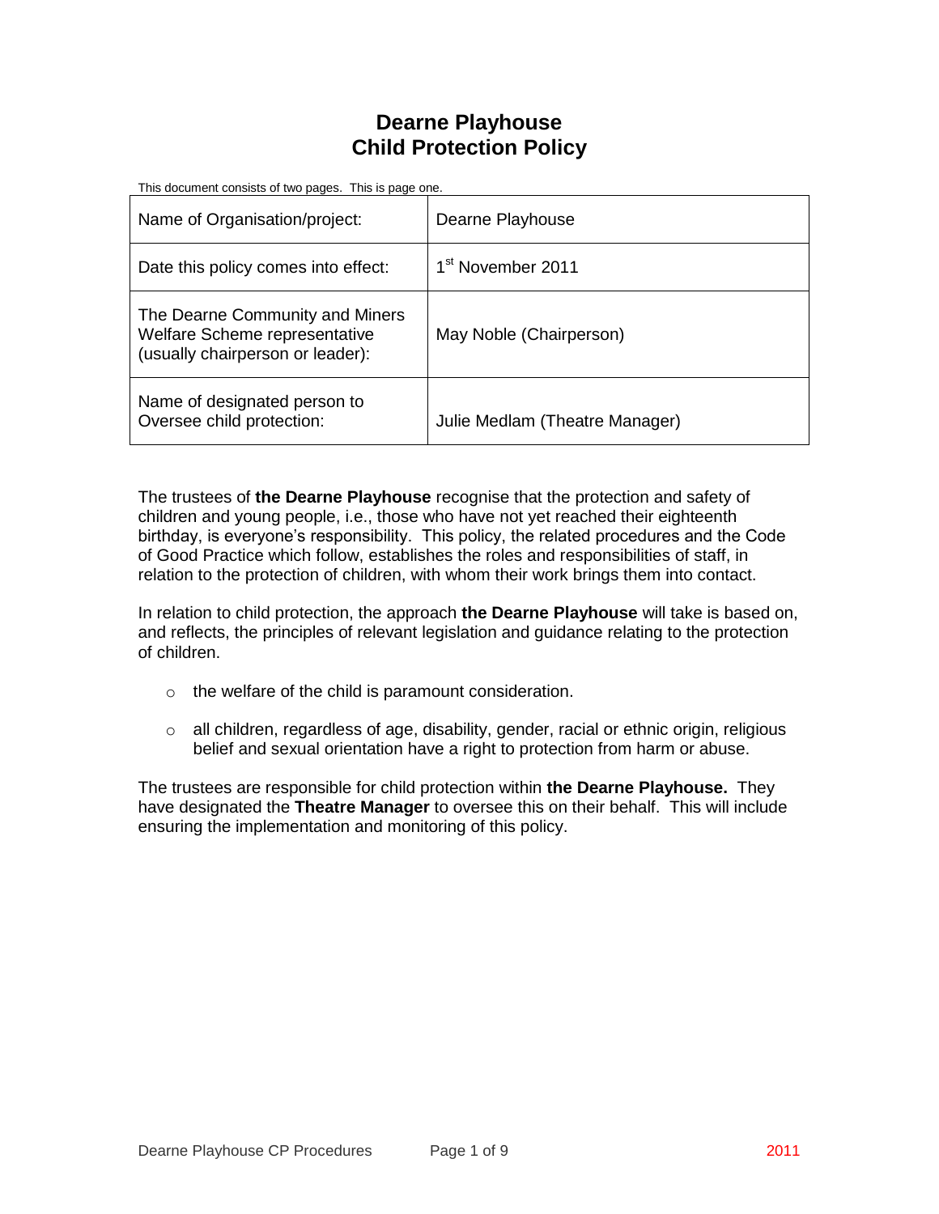# Dearne Playhouse
# Child Protection Policy

This document consists of two pages. This is page one.

| Name of Organisation/project: | Dearne Playhouse |
|---|---|
| Date this policy comes into effect: | 1st November 2011 |
| The Dearne Community and Miners Welfare Scheme representative (usually chairperson or leader): | May Noble (Chairperson) |
| Name of designated person to Oversee child protection: | Julie Medlam (Theatre Manager) |

The trustees of **the Dearne Playhouse** recognise that the protection and safety of children and young people, i.e., those who have not yet reached their eighteenth birthday, is everyone's responsibility. This policy, the related procedures and the Code of Good Practice which follow, establishes the roles and responsibilities of staff, in relation to the protection of children, with whom their work brings them into contact.

In relation to child protection, the approach **the Dearne Playhouse** will take is based on, and reflects, the principles of relevant legislation and guidance relating to the protection of children.

- the welfare of the child is paramount consideration.
- all children, regardless of age, disability, gender, racial or ethnic origin, religious belief and sexual orientation have a right to protection from harm or abuse.

The trustees are responsible for child protection within **the Dearne Playhouse.** They have designated the **Theatre Manager** to oversee this on their behalf. This will include ensuring the implementation and monitoring of this policy.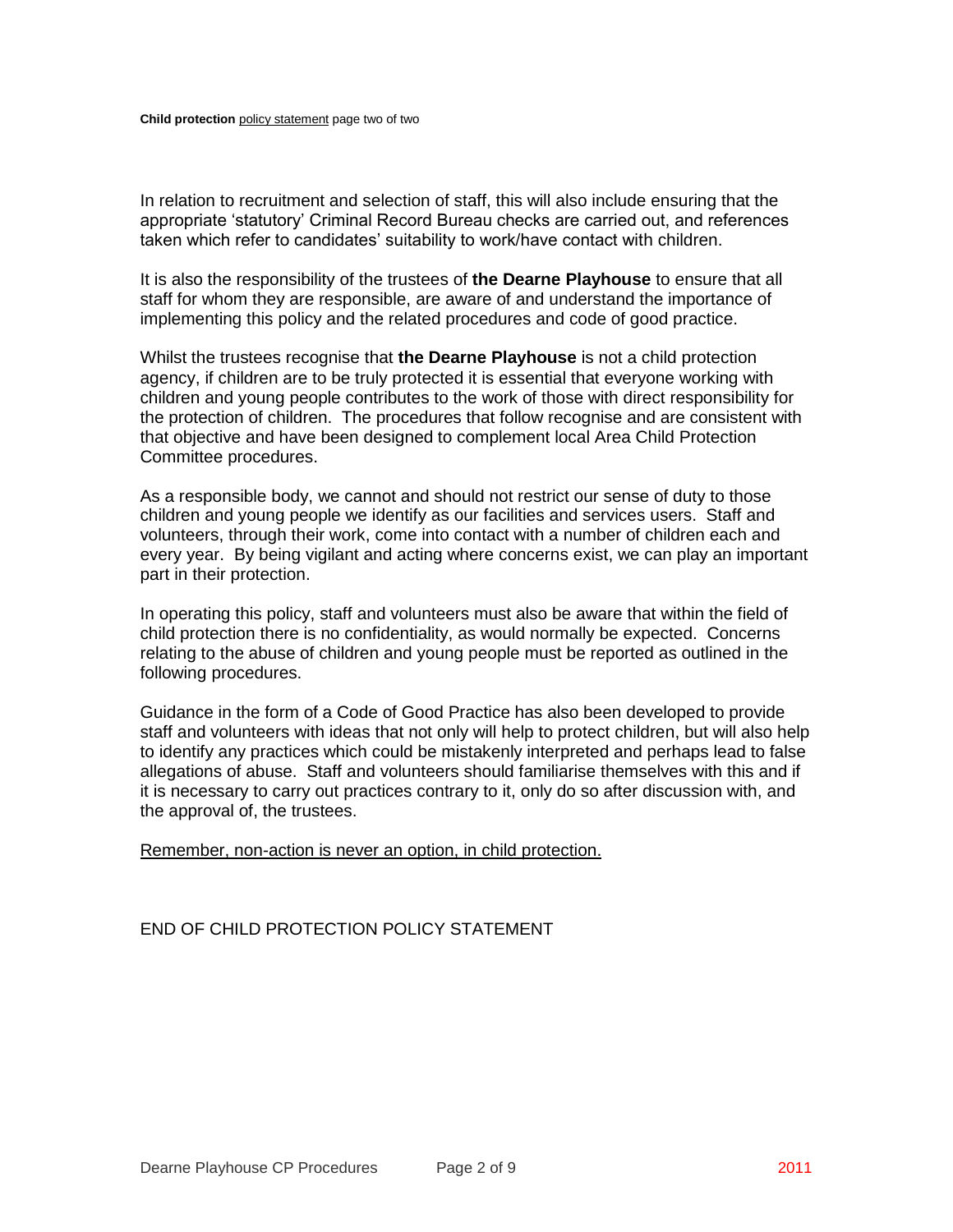In relation to recruitment and selection of staff, this will also include ensuring that the appropriate 'statutory' Criminal Record Bureau checks are carried out, and references taken which refer to candidates' suitability to work/have contact with children.

It is also the responsibility of the trustees of **the Dearne Playhouse** to ensure that all staff for whom they are responsible, are aware of and understand the importance of implementing this policy and the related procedures and code of good practice.

Whilst the trustees recognise that **the Dearne Playhouse** is not a child protection agency, if children are to be truly protected it is essential that everyone working with children and young people contributes to the work of those with direct responsibility for the protection of children. The procedures that follow recognise and are consistent with that objective and have been designed to complement local Area Child Protection Committee procedures.

As a responsible body, we cannot and should not restrict our sense of duty to those children and young people we identify as our facilities and services users. Staff and volunteers, through their work, come into contact with a number of children each and every year. By being vigilant and acting where concerns exist, we can play an important part in their protection.

In operating this policy, staff and volunteers must also be aware that within the field of child protection there is no confidentiality, as would normally be expected. Concerns relating to the abuse of children and young people must be reported as outlined in the following procedures.

Guidance in the form of a Code of Good Practice has also been developed to provide staff and volunteers with ideas that not only will help to protect children, but will also help to identify any practices which could be mistakenly interpreted and perhaps lead to false allegations of abuse. Staff and volunteers should familiarise themselves with this and if it is necessary to carry out practices contrary to it, only do so after discussion with, and the approval of, the trustees.

Remember, non-action is never an option, in child protection.

END OF CHILD PROTECTION POLICY STATEMENT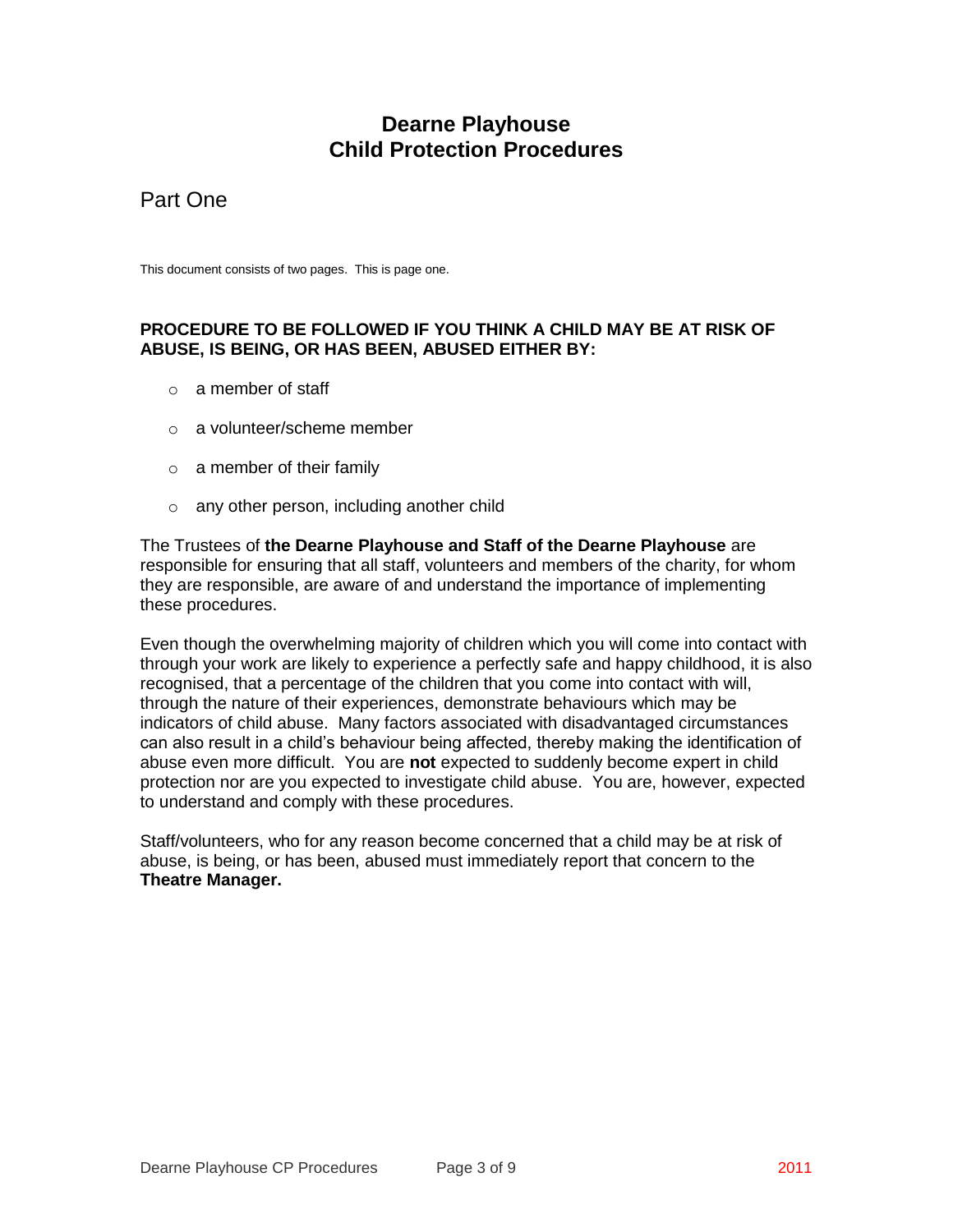# Dearne Playhouse
# Child Protection Procedures

## Part One

This document consists of two pages. This is page one.

**PROCEDURE TO BE FOLLOWED IF YOU THINK A CHILD MAY BE AT RISK OF ABUSE, IS BEING, OR HAS BEEN, ABUSED EITHER BY:**

- a member of staff
- a volunteer/scheme member
- a member of their family
- any other person, including another child

The Trustees of **the Dearne Playhouse and Staff of the Dearne Playhouse** are responsible for ensuring that all staff, volunteers and members of the charity, for whom they are responsible, are aware of and understand the importance of implementing these procedures.

Even though the overwhelming majority of children which you will come into contact with through your work are likely to experience a perfectly safe and happy childhood, it is also recognised, that a percentage of the children that you come into contact with will, through the nature of their experiences, demonstrate behaviours which may be indicators of child abuse. Many factors associated with disadvantaged circumstances can also result in a child's behaviour being affected, thereby making the identification of abuse even more difficult. You are **not** expected to suddenly become expert in child protection nor are you expected to investigate child abuse. You are, however, expected to understand and comply with these procedures.

Staff/volunteers, who for any reason become concerned that a child may be at risk of abuse, is being, or has been, abused must immediately report that concern to the **Theatre Manager.**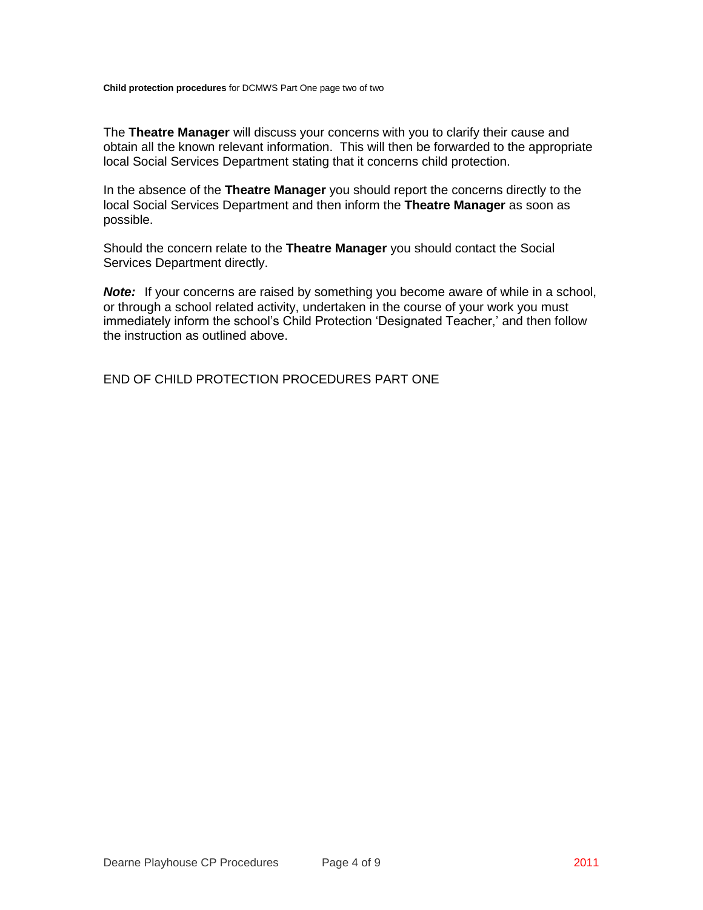The **Theatre Manager** will discuss your concerns with you to clarify their cause and obtain all the known relevant information. This will then be forwarded to the appropriate local Social Services Department stating that it concerns child protection.

In the absence of the **Theatre Manager** you should report the concerns directly to the local Social Services Department and then inform the **Theatre Manager** as soon as possible.

Should the concern relate to the **Theatre Manager** you should contact the Social Services Department directly.

***Note:*** If your concerns are raised by something you become aware of while in a school, or through a school related activity, undertaken in the course of your work you must immediately inform the school's Child Protection 'Designated Teacher,' and then follow the instruction as outlined above.

END OF CHILD PROTECTION PROCEDURES PART ONE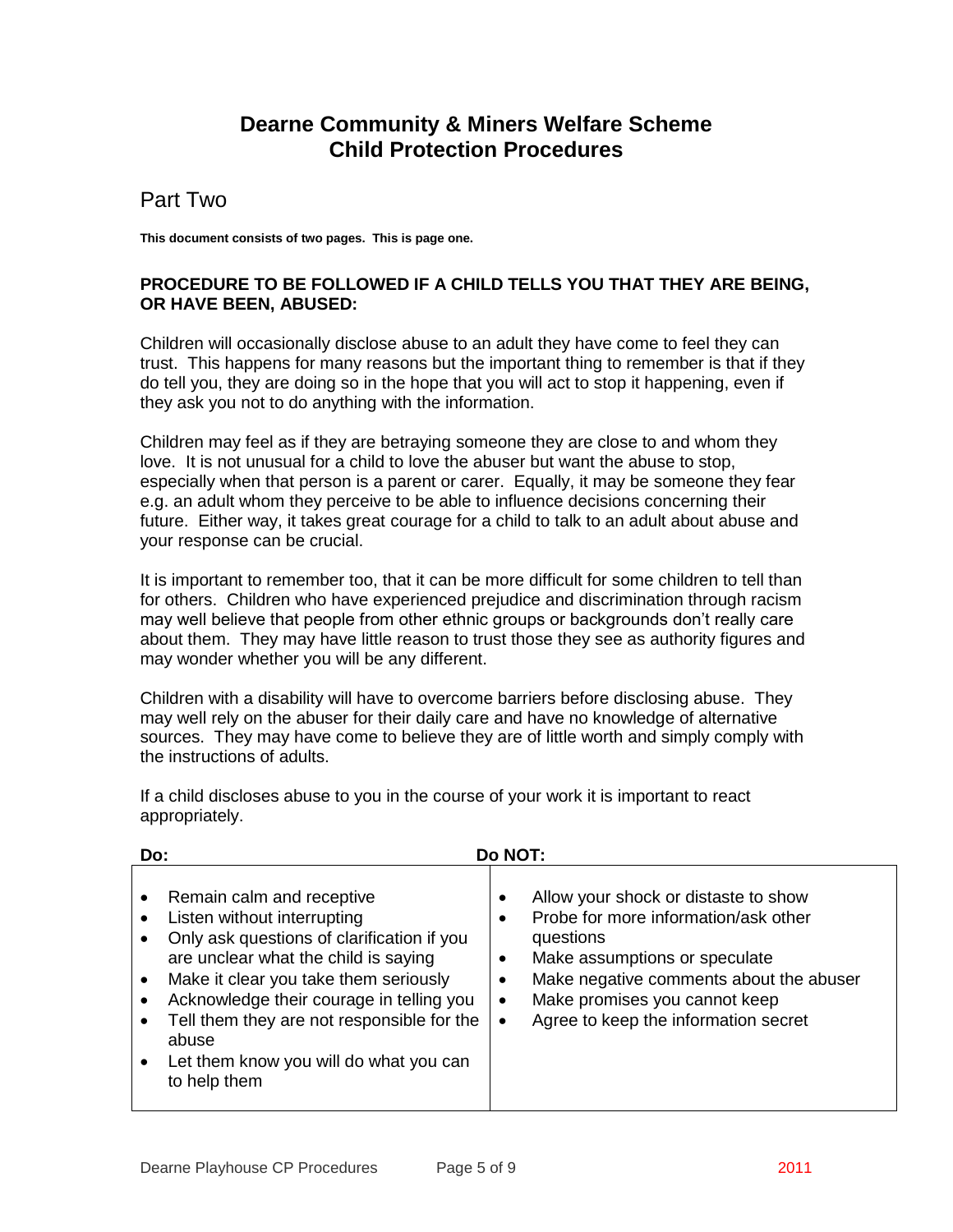# Dearne Community & Miners Welfare Scheme
# Child Protection Procedures

## Part Two

**This document consists of two pages. This is page one.**

### PROCEDURE TO BE FOLLOWED IF A CHILD TELLS YOU THAT THEY ARE BEING, OR HAVE BEEN, ABUSED:

Children will occasionally disclose abuse to an adult they have come to feel they can trust. This happens for many reasons but the important thing to remember is that if they do tell you, they are doing so in the hope that you will act to stop it happening, even if they ask you not to do anything with the information.

Children may feel as if they are betraying someone they are close to and whom they love. It is not unusual for a child to love the abuser but want the abuse to stop, especially when that person is a parent or carer. Equally, it may be someone they fear e.g. an adult whom they perceive to be able to influence decisions concerning their future. Either way, it takes great courage for a child to talk to an adult about abuse and your response can be crucial.

It is important to remember too, that it can be more difficult for some children to tell than for others. Children who have experienced prejudice and discrimination through racism may well believe that people from other ethnic groups or backgrounds don't really care about them. They may have little reason to trust those they see as authority figures and may wonder whether you will be any different.

Children with a disability will have to overcome barriers before disclosing abuse. They may well rely on the abuser for their daily care and have no knowledge of alternative sources. They may have come to believe they are of little worth and simply comply with the instructions of adults.

If a child discloses abuse to you in the course of your work it is important to react appropriately.

| Do: | Do NOT: |
|---|---|
| • Remain calm and receptive<br>• Listen without interrupting<br>• Only ask questions of clarification if you are unclear what the child is saying<br>• Make it clear you take them seriously<br>• Acknowledge their courage in telling you<br>• Tell them they are not responsible for the abuse<br>• Let them know you will do what you can to help them | • Allow your shock or distaste to show<br>• Probe for more information/ask other questions<br>• Make assumptions or speculate<br>• Make negative comments about the abuser<br>• Make promises you cannot keep<br>• Agree to keep the information secret |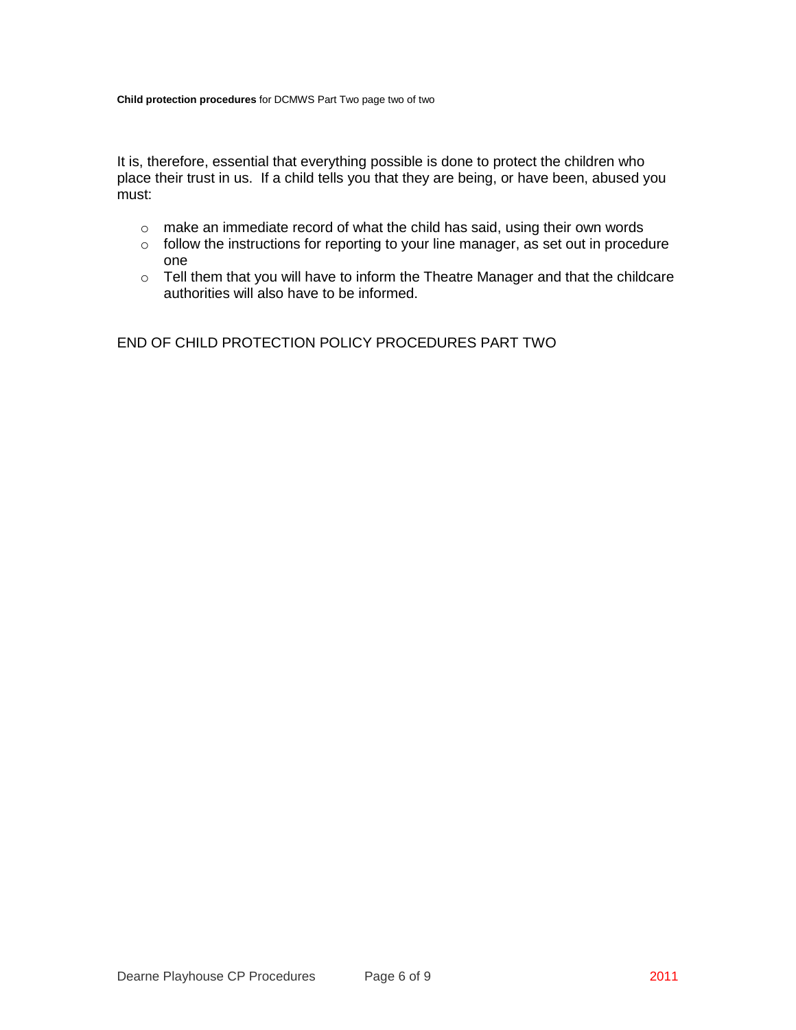It is, therefore, essential that everything possible is done to protect the children who place their trust in us. If a child tells you that they are being, or have been, abused you must:

- make an immediate record of what the child has said, using their own words
- follow the instructions for reporting to your line manager, as set out in procedure one
- Tell them that you will have to inform the Theatre Manager and that the childcare authorities will also have to be informed.

END OF CHILD PROTECTION POLICY PROCEDURES PART TWO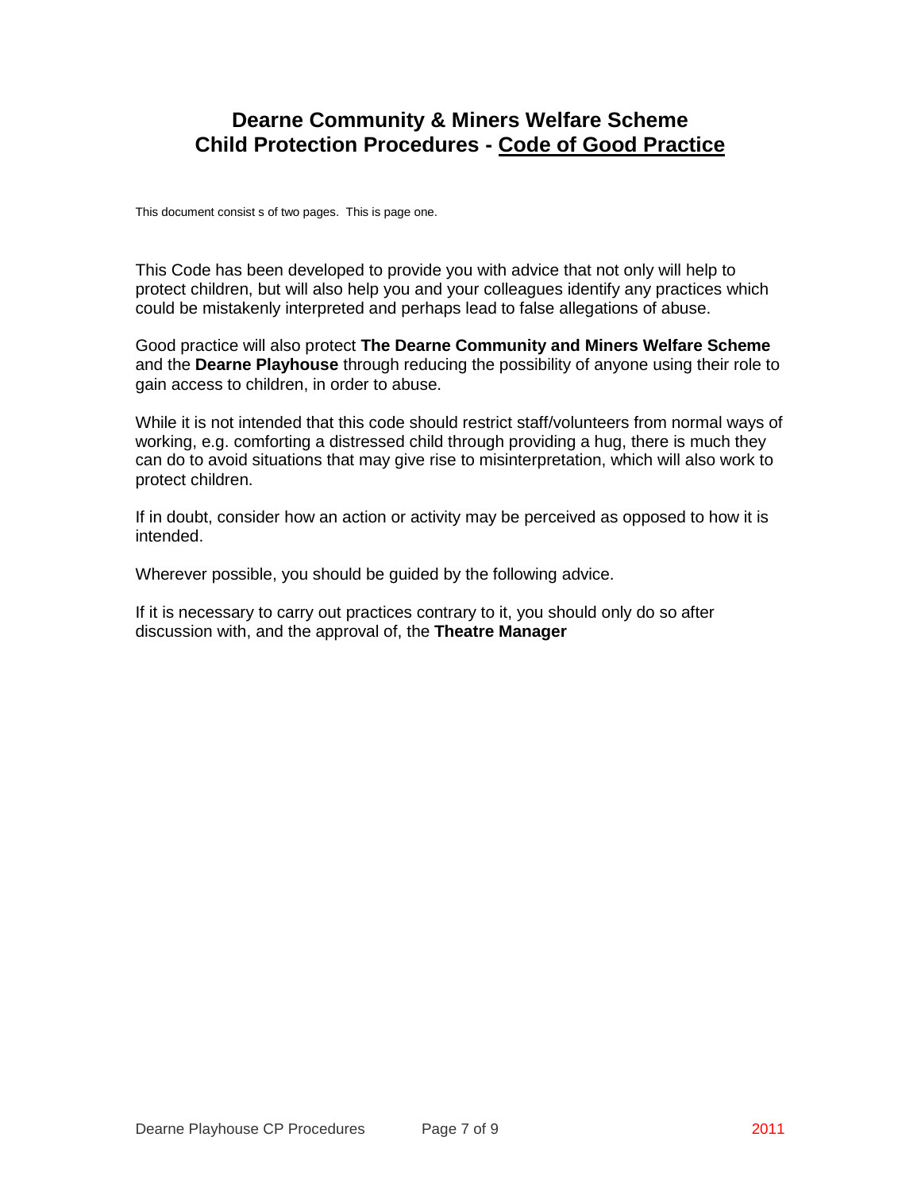# Dearne Community & Miners Welfare Scheme
# Child Protection Procedures - Code of Good Practice

This document consist s of two pages. This is page one.

This Code has been developed to provide you with advice that not only will help to protect children, but will also help you and your colleagues identify any practices which could be mistakenly interpreted and perhaps lead to false allegations of abuse.

Good practice will also protect **The Dearne Community and Miners Welfare Scheme** and the **Dearne Playhouse** through reducing the possibility of anyone using their role to gain access to children, in order to abuse.

While it is not intended that this code should restrict staff/volunteers from normal ways of working, e.g. comforting a distressed child through providing a hug, there is much they can do to avoid situations that may give rise to misinterpretation, which will also work to protect children.

If in doubt, consider how an action or activity may be perceived as opposed to how it is intended.

Wherever possible, you should be guided by the following advice.

If it is necessary to carry out practices contrary to it, you should only do so after discussion with, and the approval of, the **Theatre Manager**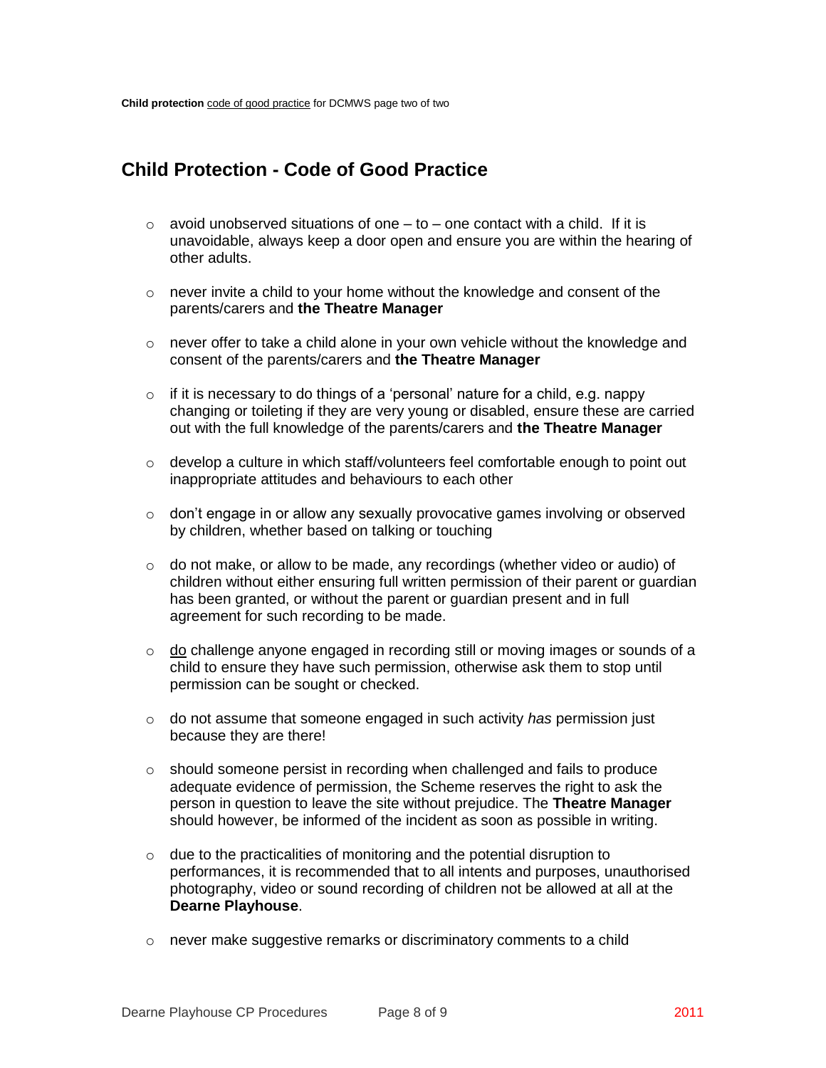## Child Protection - Code of Good Practice

- avoid unobserved situations of one – to – one contact with a child. If it is unavoidable, always keep a door open and ensure you are within the hearing of other adults.
- never invite a child to your home without the knowledge and consent of the parents/carers and **the Theatre Manager**
- never offer to take a child alone in your own vehicle without the knowledge and consent of the parents/carers and **the Theatre Manager**
- if it is necessary to do things of a 'personal' nature for a child, e.g. nappy changing or toileting if they are very young or disabled, ensure these are carried out with the full knowledge of the parents/carers and **the Theatre Manager**
- develop a culture in which staff/volunteers feel comfortable enough to point out inappropriate attitudes and behaviours to each other
- don't engage in or allow any sexually provocative games involving or observed by children, whether based on talking or touching
- do not make, or allow to be made, any recordings (whether video or audio) of children without either ensuring full written permission of their parent or guardian has been granted, or without the parent or guardian present and in full agreement for such recording to be made.
- <u>do</u> challenge anyone engaged in recording still or moving images or sounds of a child to ensure they have such permission, otherwise ask them to stop until permission can be sought or checked.
- do not assume that someone engaged in such activity *has* permission just because they are there!
- should someone persist in recording when challenged and fails to produce adequate evidence of permission, the Scheme reserves the right to ask the person in question to leave the site without prejudice. The **Theatre Manager** should however, be informed of the incident as soon as possible in writing.
- due to the practicalities of monitoring and the potential disruption to performances, it is recommended that to all intents and purposes, unauthorised photography, video or sound recording of children not be allowed at all at the **Dearne Playhouse**.
- never make suggestive remarks or discriminatory comments to a child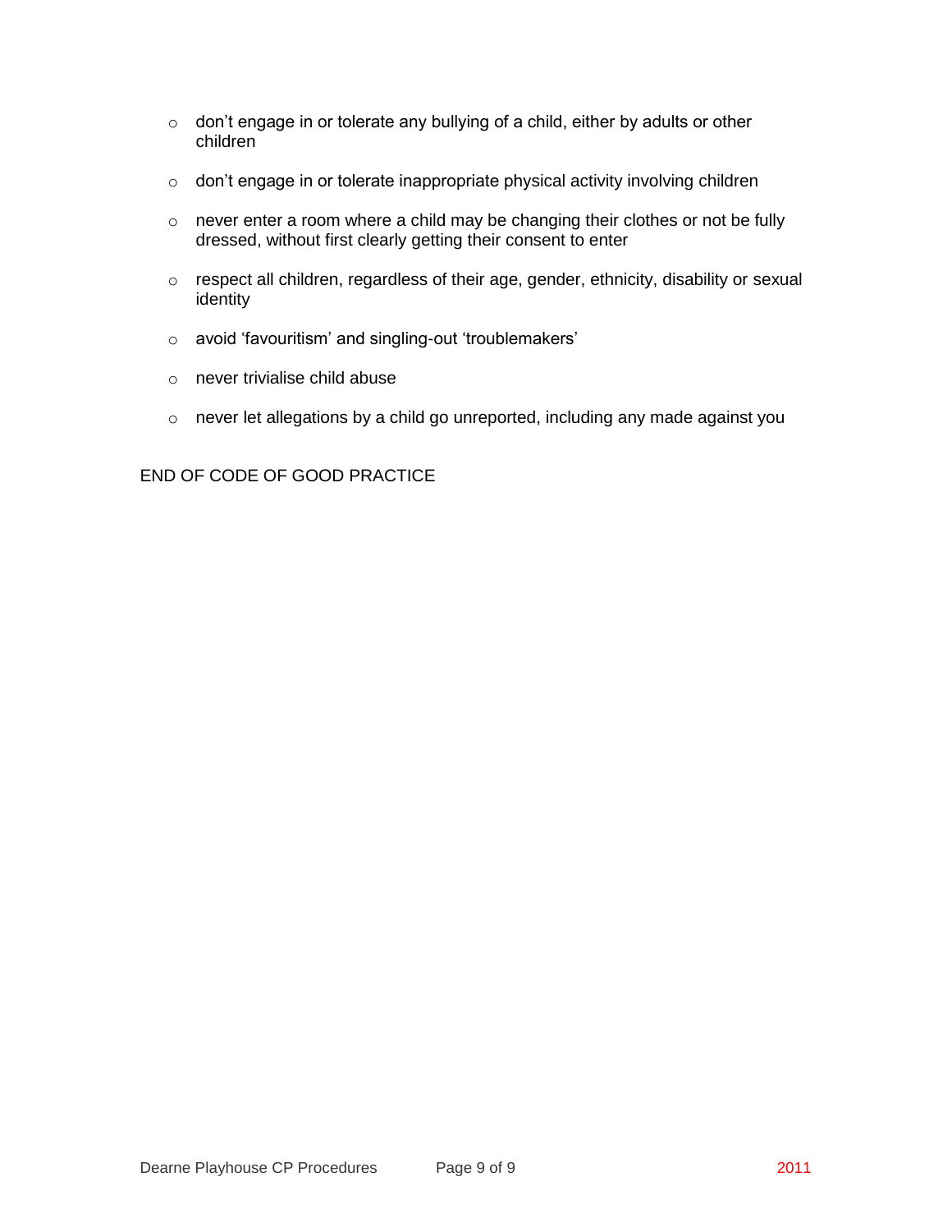- don't engage in or tolerate any bullying of a child, either by adults or other children
- don't engage in or tolerate inappropriate physical activity involving children
- never enter a room where a child may be changing their clothes or not be fully dressed, without first clearly getting their consent to enter
- respect all children, regardless of their age, gender, ethnicity, disability or sexual identity
- avoid 'favouritism' and singling-out 'troublemakers'
- never trivialise child abuse
- never let allegations by a child go unreported, including any made against you

END OF CODE OF GOOD PRACTICE